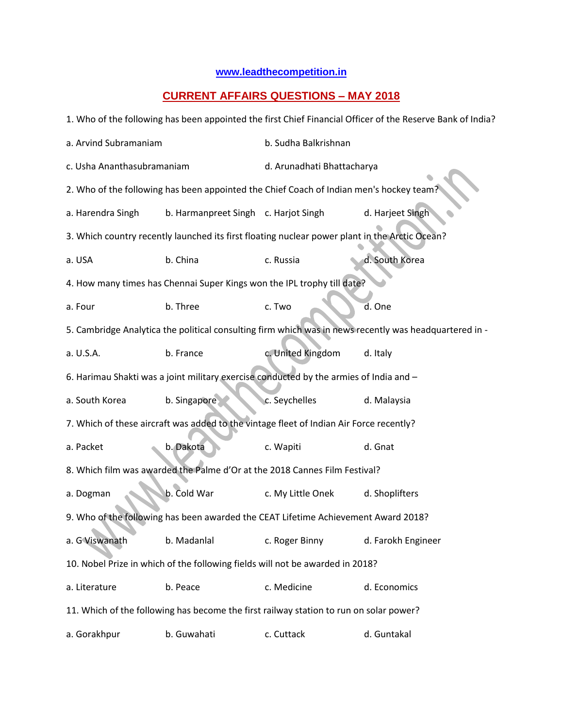www.leadthecompetition.in

# CURRENT AFFAIRS QUESTIONS – MAY 2018

1. Who of the following has been appointed the first Chief Financial Officer of the Reserve Bank of India?

a. Arvind Subramaniam  b. Sudha Balkrishnan

c. Usha Ananthasubramaniam  d. Arunadhati Bhattacharya

2. Who of the following has been appointed the Chief Coach of Indian men's hockey team?

a. Harendra Singh  b. Harmanpreet Singh  c. Harjot Singh  d. Harjeet Singh

3. Which country recently launched its first floating nuclear power plant in the Arctic Ocean?

a. USA  b. China  c. Russia  d. South Korea

4. How many times has Chennai Super Kings won the IPL trophy till date?

a. Four  b. Three  c. Two  d. One

5. Cambridge Analytica the political consulting firm which was in news recently was headquartered in -

a. U.S.A.  b. France  c. United Kingdom  d. Italy

6. Harimau Shakti was a joint military exercise conducted by the armies of India and –

a. South Korea  b. Singapore  c. Seychelles  d. Malaysia

7. Which of these aircraft was added to the vintage fleet of Indian Air Force recently?

a. Packet  b. Dakota  c. Wapiti  d. Gnat

8. Which film was awarded the Palme d'Or at the 2018 Cannes Film Festival?

a. Dogman  b. Cold War  c. My Little Onek  d. Shoplifters

9. Who of the following has been awarded the CEAT Lifetime Achievement Award 2018?

a. G Viswanath  b. Madanlal  c. Roger Binny  d. Farokh Engineer

10. Nobel Prize in which of the following fields will not be awarded in 2018?

a. Literature  b. Peace  c. Medicine  d. Economics

11. Which of the following has become the first railway station to run on solar power?

a. Gorakhpur  b. Guwahati  c. Cuttack  d. Guntakal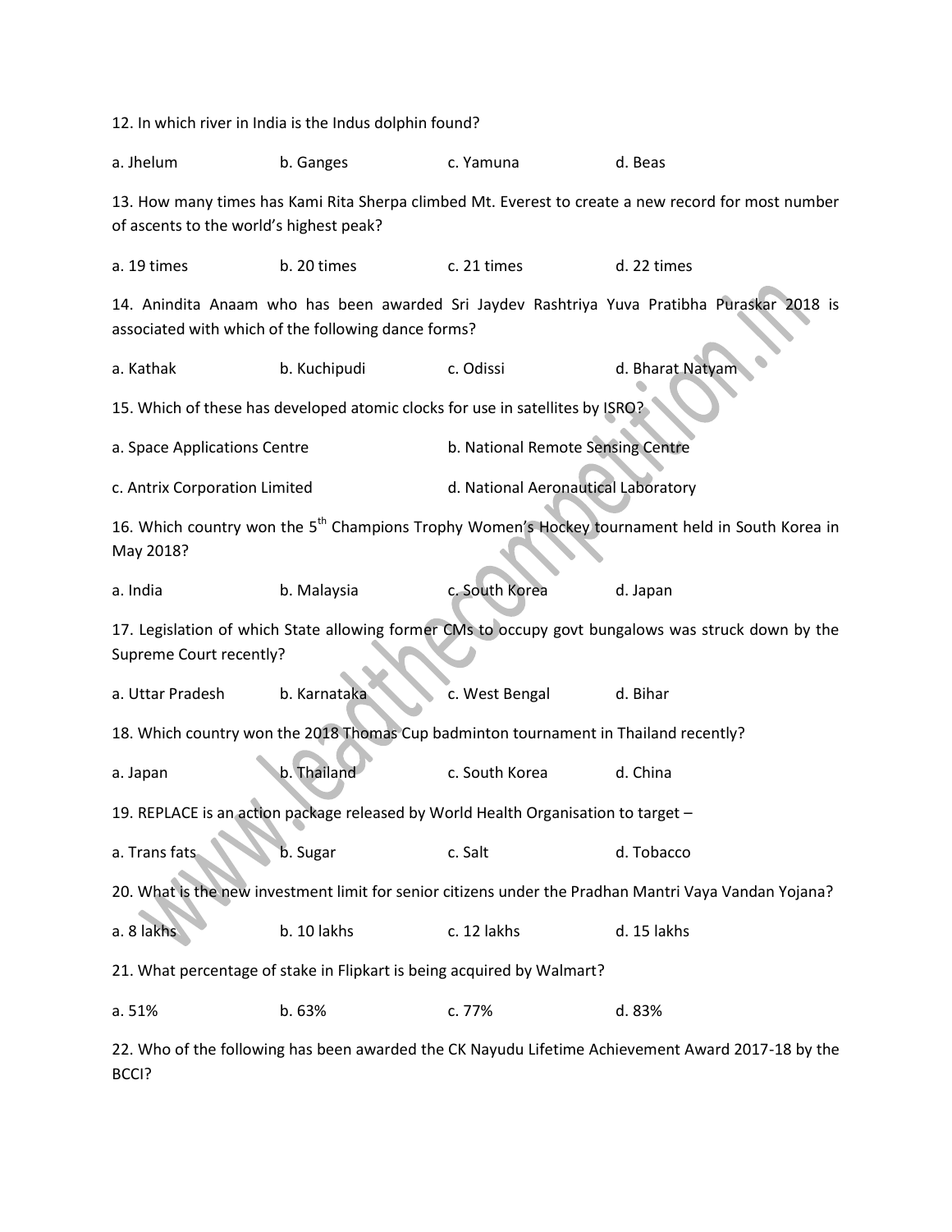12. In which river in India is the Indus dolphin found?

a. Jhelum b. Ganges c. Yamuna d. Beas

13. How many times has Kami Rita Sherpa climbed Mt. Everest to create a new record for most number of ascents to the world's highest peak?

a. 19 times b. 20 times c. 21 times d. 22 times

14. Anindita Anaam who has been awarded Sri Jaydev Rashtriya Yuva Pratibha Puraskar 2018 is associated with which of the following dance forms?

a. Kathak b. Kuchipudi c. Odissi d. Bharat Natyam

15. Which of these has developed atomic clocks for use in satellites by ISRO?

a. Space Applications Centre b. National Remote Sensing Centre

c. Antrix Corporation Limited d. National Aeronautical Laboratory

16. Which country won the 5th Champions Trophy Women's Hockey tournament held in South Korea in May 2018?

a. India b. Malaysia c. South Korea d. Japan

17. Legislation of which State allowing former CMs to occupy govt bungalows was struck down by the Supreme Court recently?

a. Uttar Pradesh b. Karnataka c. West Bengal d. Bihar

18. Which country won the 2018 Thomas Cup badminton tournament in Thailand recently?

a. Japan b. Thailand c. South Korea d. China

19. REPLACE is an action package released by World Health Organisation to target –

a. Trans fats b. Sugar c. Salt d. Tobacco

20. What is the new investment limit for senior citizens under the Pradhan Mantri Vaya Vandan Yojana?

a. 8 lakhs b. 10 lakhs c. 12 lakhs d. 15 lakhs

21. What percentage of stake in Flipkart is being acquired by Walmart?

a. 51% b. 63% c. 77% d. 83%

22. Who of the following has been awarded the CK Nayudu Lifetime Achievement Award 2017-18 by the BCCI?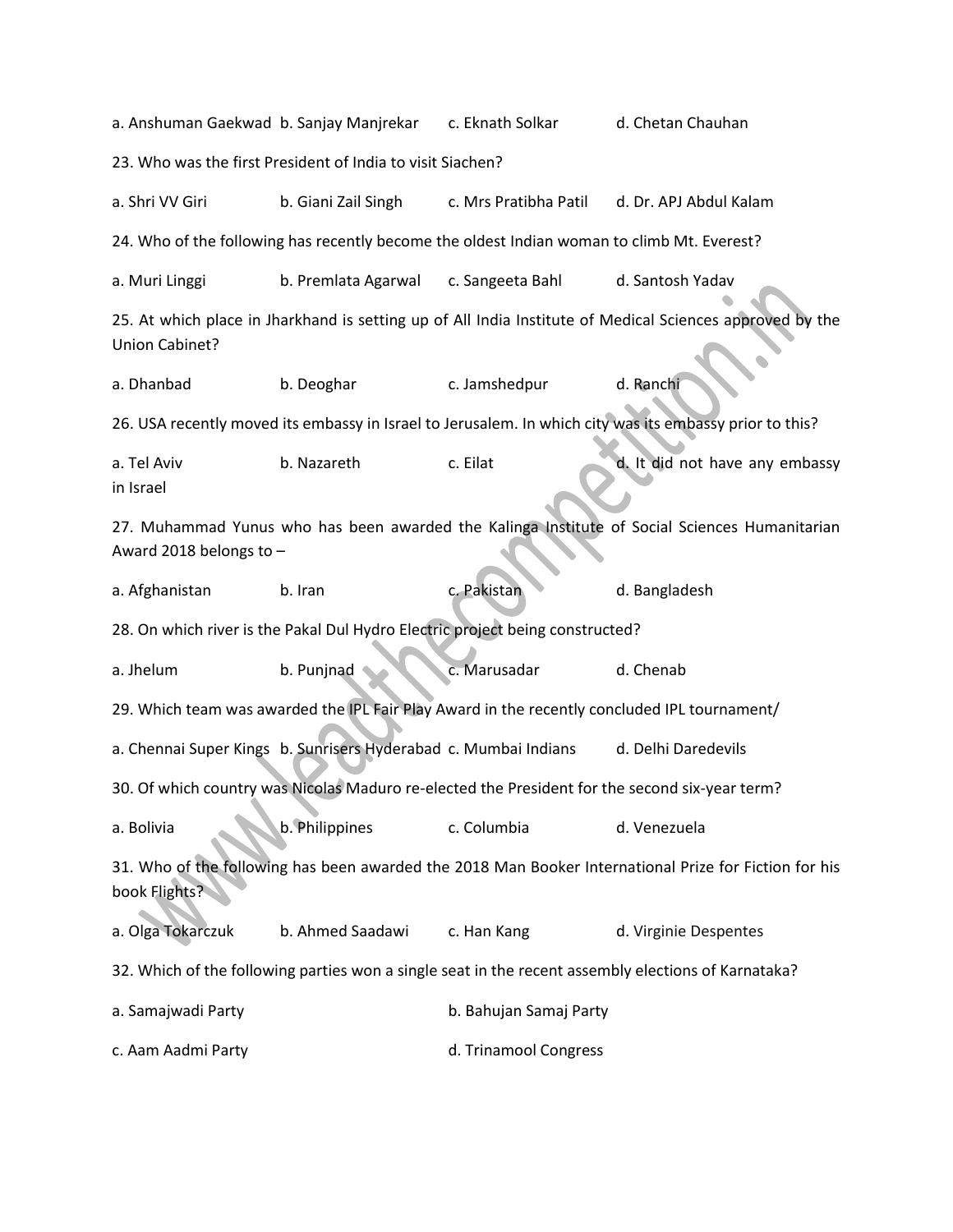a. Anshuman Gaekwad b. Sanjay Manjrekar c. Eknath Solkar d. Chetan Chauhan

23. Who was the first President of India to visit Siachen?

a. Shri VV Giri b. Giani Zail Singh c. Mrs Pratibha Patil d. Dr. APJ Abdul Kalam

24. Who of the following has recently become the oldest Indian woman to climb Mt. Everest?

a. Muri Linggi b. Premlata Agarwal c. Sangeeta Bahl d. Santosh Yadav

25. At which place in Jharkhand is setting up of All India Institute of Medical Sciences approved by the Union Cabinet?

a. Dhanbad b. Deoghar c. Jamshedpur d. Ranchi

26. USA recently moved its embassy in Israel to Jerusalem. In which city was its embassy prior to this?

a. Tel Aviv b. Nazareth c. Eilat d. It did not have any embassy in Israel

27. Muhammad Yunus who has been awarded the Kalinga Institute of Social Sciences Humanitarian Award 2018 belongs to –

a. Afghanistan b. Iran c. Pakistan d. Bangladesh

28. On which river is the Pakal Dul Hydro Electric project being constructed?

a. Jhelum b. Punjnad c. Marusadar d. Chenab

29. Which team was awarded the IPL Fair Play Award in the recently concluded IPL tournament/

a. Chennai Super Kings b. Sunrisers Hyderabad c. Mumbai Indians d. Delhi Daredevils

30. Of which country was Nicolas Maduro re-elected the President for the second six-year term?

a. Bolivia b. Philippines c. Columbia d. Venezuela

31. Who of the following has been awarded the 2018 Man Booker International Prize for Fiction for his book Flights?

a. Olga Tokarczuk b. Ahmed Saadawi c. Han Kang d. Virginie Despentes

32. Which of the following parties won a single seat in the recent assembly elections of Karnataka?

a. Samajwadi Party b. Bahujan Samaj Party

c. Aam Aadmi Party d. Trinamool Congress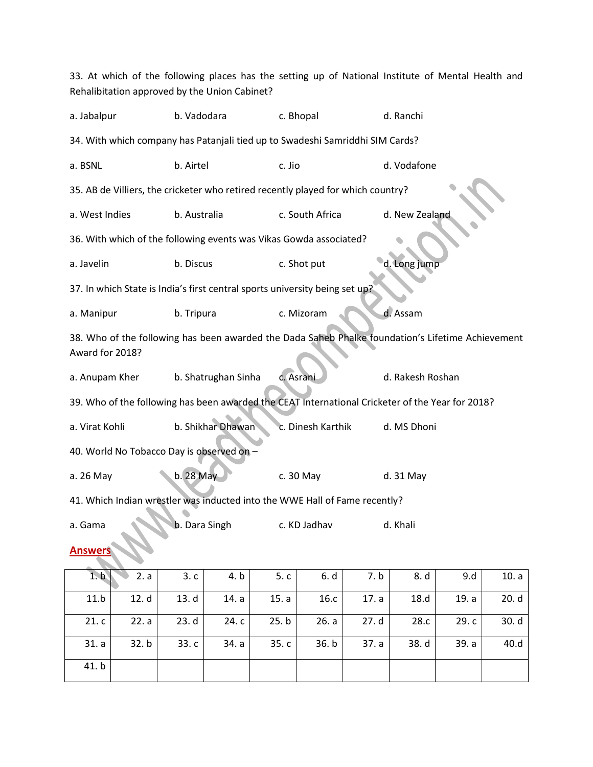33. At which of the following places has the setting up of National Institute of Mental Health and Rehalibitation approved by the Union Cabinet?

a. Jabalpur b. Vadodara c. Bhopal d. Ranchi

34. With which company has Patanjali tied up to Swadeshi Samriddhi SIM Cards?

a. BSNL b. Airtel c. Jio d. Vodafone

35. AB de Villiers, the cricketer who retired recently played for which country?

a. West Indies b. Australia c. South Africa d. New Zealand

36. With which of the following events was Vikas Gowda associated?

a. Javelin b. Discus c. Shot put d. Long jump

37. In which State is India's first central sports university being set up?

a. Manipur b. Tripura c. Mizoram d. Assam

38. Who of the following has been awarded the Dada Saheb Phalke foundation's Lifetime Achievement Award for 2018?

a. Anupam Kher b. Shatrughan Sinha c. Asrani d. Rakesh Roshan

39. Who of the following has been awarded the CEAT International Cricketer of the Year for 2018?

a. Virat Kohli b. Shikhar Dhawan c. Dinesh Karthik d. MS Dhoni

40. World No Tobacco Day is observed on –

a. 26 May b. 28 May c. 30 May d. 31 May

41. Which Indian wrestler was inducted into the WWE Hall of Fame recently?

a. Gama b. Dara Singh c. KD Jadhav d. Khali

**Answers**

| | | | | | | | | | |
|---|---|---|---|---|---|---|---|---|---|
| 1. b | 2. a | 3. c | 4. b | 5. c | 6. d | 7. b | 8. d | 9.d | 10. a |
| 11.b | 12. d | 13. d | 14. a | 15. a | 16.c | 17. a | 18.d | 19. a | 20. d |
| 21. c | 22. a | 23. d | 24. c | 25. b | 26. a | 27. d | 28.c | 29. c | 30. d |
| 31. a | 32. b | 33. c | 34. a | 35. c | 36. b | 37. a | 38. d | 39. a | 40.d |
| 41. b | | | | | | | | | |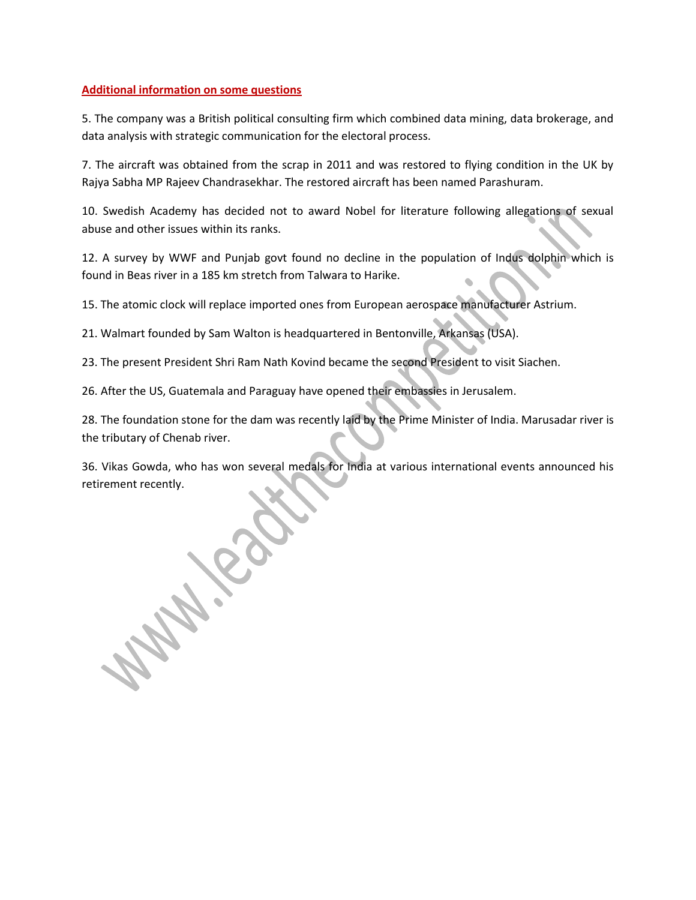**Additional information on some questions**

5. The company was a British political consulting firm which combined data mining, data brokerage, and data analysis with strategic communication for the electoral process.

7. The aircraft was obtained from the scrap in 2011 and was restored to flying condition in the UK by Rajya Sabha MP Rajeev Chandrasekhar. The restored aircraft has been named Parashuram.

10. Swedish Academy has decided not to award Nobel for literature following allegations of sexual abuse and other issues within its ranks.

12. A survey by WWF and Punjab govt found no decline in the population of Indus dolphin which is found in Beas river in a 185 km stretch from Talwara to Harike.

15. The atomic clock will replace imported ones from European aerospace manufacturer Astrium.

21. Walmart founded by Sam Walton is headquartered in Bentonville, Arkansas (USA).

23. The present President Shri Ram Nath Kovind became the second President to visit Siachen.

26. After the US, Guatemala and Paraguay have opened their embassies in Jerusalem.

28. The foundation stone for the dam was recently laid by the Prime Minister of India. Marusadar river is the tributary of Chenab river.

36. Vikas Gowda, who has won several medals for India at various international events announced his retirement recently.